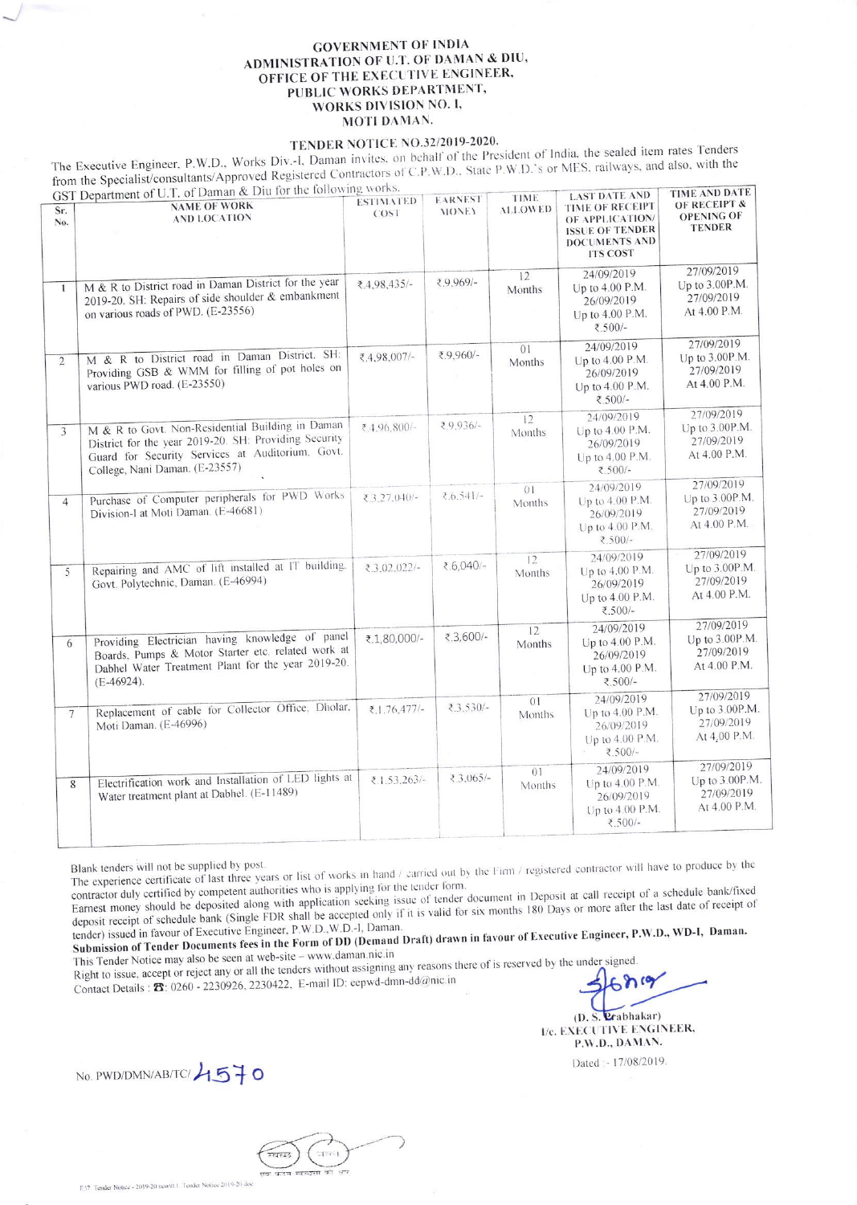**GOVERNMENT OF INDIA**
**ADMINISTRATION OF U.T. OF DAMAN & DIU,**
**OFFICE OF THE EXECUTIVE ENGINEER,**
**PUBLIC WORKS DEPARTMENT,**
**WORKS DIVISION NO. I,**
**MOTI DAMAN.**

**TENDER NOTICE NO.32/2019-2020.**

The Executive Engineer, P.W.D., Works Div.-I, Daman invites, on behalf of the President of India, the sealed item rates Tenders from the Specialist/consultants/Approved Registered Contractors of C.P.W.D., State P.W.D.'s or MES, railways, and also, with the GST Department of U.T. of Daman & Diu for the following works.

| Sr. No. | NAME OF WORK AND LOCATION | ESTIMATED COST | EARNEST MONEY | TIME ALLOWED | LAST DATE AND TIME OF RECEIPT OF APPLICATION/ ISSUE OF TENDER DOCUMENTS AND ITS COST | TIME AND DATE OF RECEIPT & OPENING OF TENDER |
|---|---|---|---|---|---|---|
| 1 | M & R to District road in Daman District for the year 2019-20. SH: Repairs of side shoulder & embankment on various roads of PWD. (E-23556) | ₹.4,98,435/- | ₹.9,969/- | 12 Months | 24/09/2019 Up to 4.00 P.M. 26/09/2019 Up to 4.00 P.M. ₹.500/- | 27/09/2019 Up to 3.00P.M. 27/09/2019 At 4.00 P.M. |
| 2 | M & R to District road in Daman District. SH: Providing GSB & WMM for filling of pot holes on various PWD road. (E-23550) | ₹.4,98,007/- | ₹.9,960/- | 01 Months | 24/09/2019 Up to 4.00 P.M. 26/09/2019 Up to 4.00 P.M. ₹.500/- | 27/09/2019 Up to 3.00P.M. 27/09/2019 At 4.00 P.M. |
| 3 | M & R to Govt. Non-Residential Building in Daman District for the year 2019-20. SH: Providing Security Guard for Security Services at Auditorium, Govt. College, Nani Daman. (E-23557) | ₹.4,96,800/- | ₹.9,936/- | 12 Months | 24/09/2019 Up to 4.00 P.M. 26/09/2019 Up to 4.00 P.M. ₹.500/- | 27/09/2019 Up to 3.00P.M. 27/09/2019 At 4.00 P.M. |
| 4 | Purchase of Computer peripherals for PWD Works Division-I at Moti Daman. (E-46681) | ₹.3,27,040/- | ₹.6,541/- | 01 Months | 24/09/2019 Up to 4.00 P.M. 26/09/2019 Up to 4.00 P.M. ₹.500/- | 27/09/2019 Up to 3.00P.M. 27/09/2019 At 4.00 P.M. |
| 5 | Repairing and AMC of lift installed at IT building, Govt. Polytechnic, Daman. (E-46994) | ₹.3,02,022/- | ₹.6,040/- | 12 Months | 24/09/2019 Up to 4.00 P.M. 26/09/2019 Up to 4.00 P.M. ₹.500/- | 27/09/2019 Up to 3.00P.M. 27/09/2019 At 4.00 P.M. |
| 6 | Providing Electrician having knowledge of panel Boards, Pumps & Motor Starter etc. related work at Dabhel Water Treatment Plant for the year 2019-20. (E-46924) | ₹.1,80,000/- | ₹.3,600/- | 12 Months | 24/09/2019 Up to 4.00 P.M. 26/09/2019 Up to 4.00 P.M. ₹.500/- | 27/09/2019 Up to 3.00P.M. 27/09/2019 At 4.00 P.M. |
| 7 | Replacement of cable for Collector Office, Dholar, Moti Daman. (E-46996) | ₹.1,76,477/- | ₹.3,530/- | 01 Months | 24/09/2019 Up to 4.00 P.M. 26/09/2019 Up to 4.00 P.M. ₹.500/- | 27/09/2019 Up to 3.00P.M. 27/09/2019 At 4.00 P.M. |
| 8 | Electrification work and Installation of LED lights at Water treatment plant at Dabhel. (E-11489) | ₹.1,53,263/- | ₹.3,065/- | 01 Months | 24/09/2019 Up to 4.00 P.M. 26/09/2019 Up to 4.00 P.M. ₹.500/- | 27/09/2019 Up to 3.00P.M. 27/09/2019 At 4.00 P.M. |

Blank tenders will not be supplied by post.

The experience certificate of last three years or list of works in hand / carried out by the Firm / registered contractor will have to produce by the contractor duly certified by competent authorities who is applying for the tender form.

Earnest money should be deposited along with application seeking issue of tender document in Deposit at call receipt of a schedule bank/fixed deposit receipt of schedule bank (Single FDR shall be accepted only if it is valid for six months 180 Days or more after the last date of receipt of tender) issued in favour of Executive Engineer, P.W.D.,W.D.-I, Daman.

**Submission of Tender Documents fees in the Form of DD (Demand Draft) drawn in favour of Executive Engineer, P.W.D., WD-I, Daman.**

This Tender Notice may also be seen at web-site – www.daman.nic.in

Right to issue, accept or reject any or all the tenders without assigning any reasons there of is reserved by the under signed.

Contact Details : ☎: 0260 - 2230926, 2230422, E-mail ID: eepwd-dmn-dd@nic.in

(D. S. Prabhakar)
I/c. EXECUTIVE ENGINEER,
P.W.D., DAMAN.

Dated :- 17/08/2019.

No. PWD/DMN/AB/TC/4570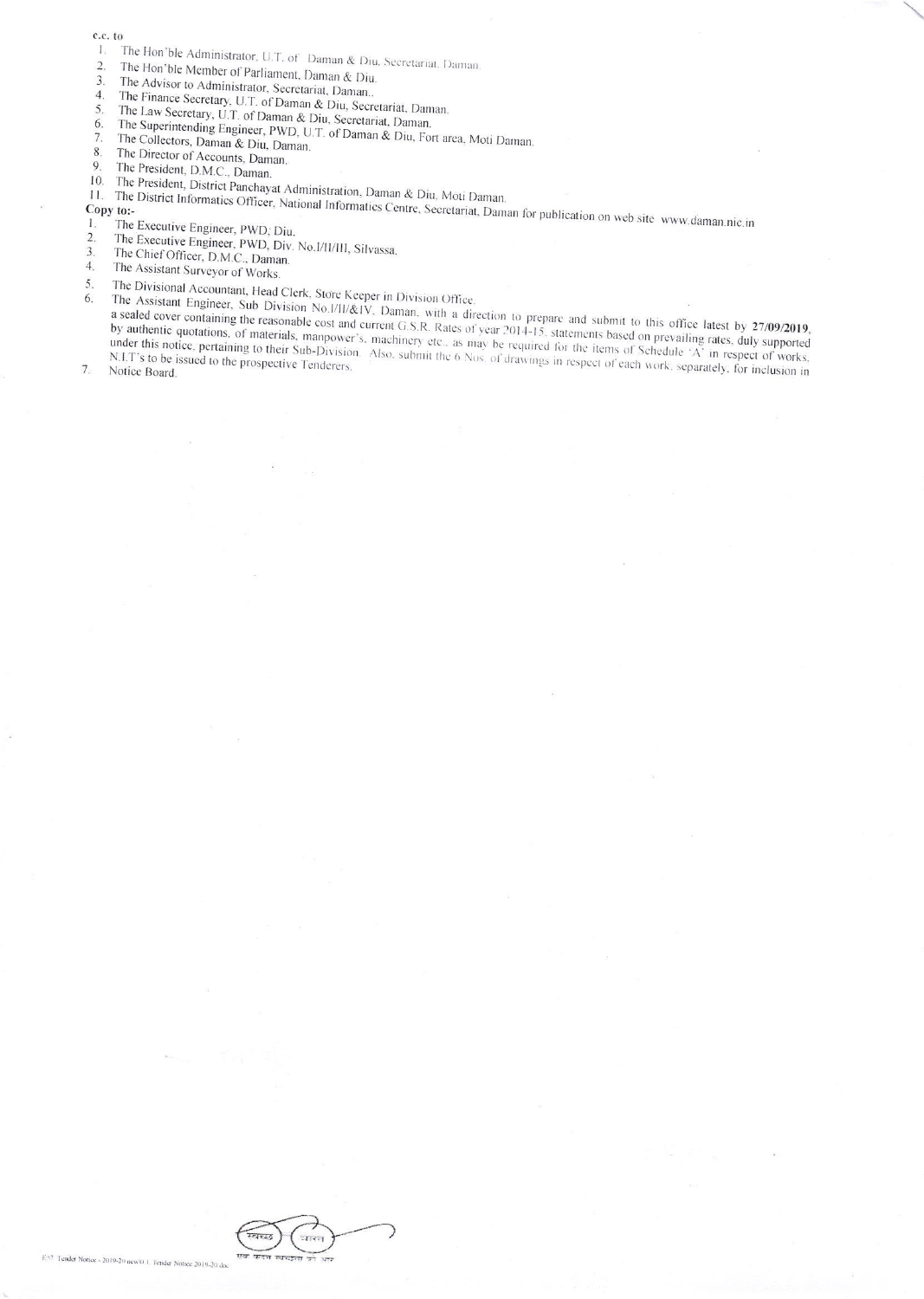c.c. to

1. The Hon'ble Administrator, U.T. of Daman & Diu, Secretariat, Daman.
2. The Hon'ble Member of Parliament, Daman & Diu.
3. The Advisor to Administrator, Secretariat, Daman..
4. The Finance Secretary, U.T. of Daman & Diu, Secretariat, Daman.
5. The Law Secretary, U.T. of Daman & Diu, Secretariat, Daman.
6. The Superintending Engineer, PWD, U.T. of Daman & Diu, Fort area, Moti Daman.
7. The Collectors, Daman & Diu, Daman.
8. The Director of Accounts, Daman.
9. The President, D.M.C., Daman.
10. The President, District Panchayat Administration, Daman & Diu, Moti Daman.
11. The District Informatics Officer, National Informatics Centre, Secretariat, Daman for publication on web site www.daman.nic.in

**Copy to:-**

1. The Executive Engineer, PWD, Diu.
2. The Executive Engineer, PWD, Div. No.I/II/III, Silvassa.
3. The Chief Officer, D.M.C., Daman.
4. The Assistant Surveyor of Works.
5. The Divisional Accountant, Head Clerk, Store Keeper in Division Office.
6. The Assistant Engineer, Sub Division No.I/II/&IV, Daman, with a direction to prepare and submit to this office latest by **27/09/2019**, a sealed cover containing the reasonable cost and current G.S.R. Rates of year 2014-15, statements based on prevailing rates, duly supported by authentic quotations, of materials, manpower's, machinery etc., as may be required for the items of Schedule 'A' in respect of works under this notice, pertaining to their Sub-Division. Also, submit the 6 Nos. of drawings in respect of each work, separately, for inclusion in N.I.T's to be issued to the prospective Tenderers.
7. Notice Board.